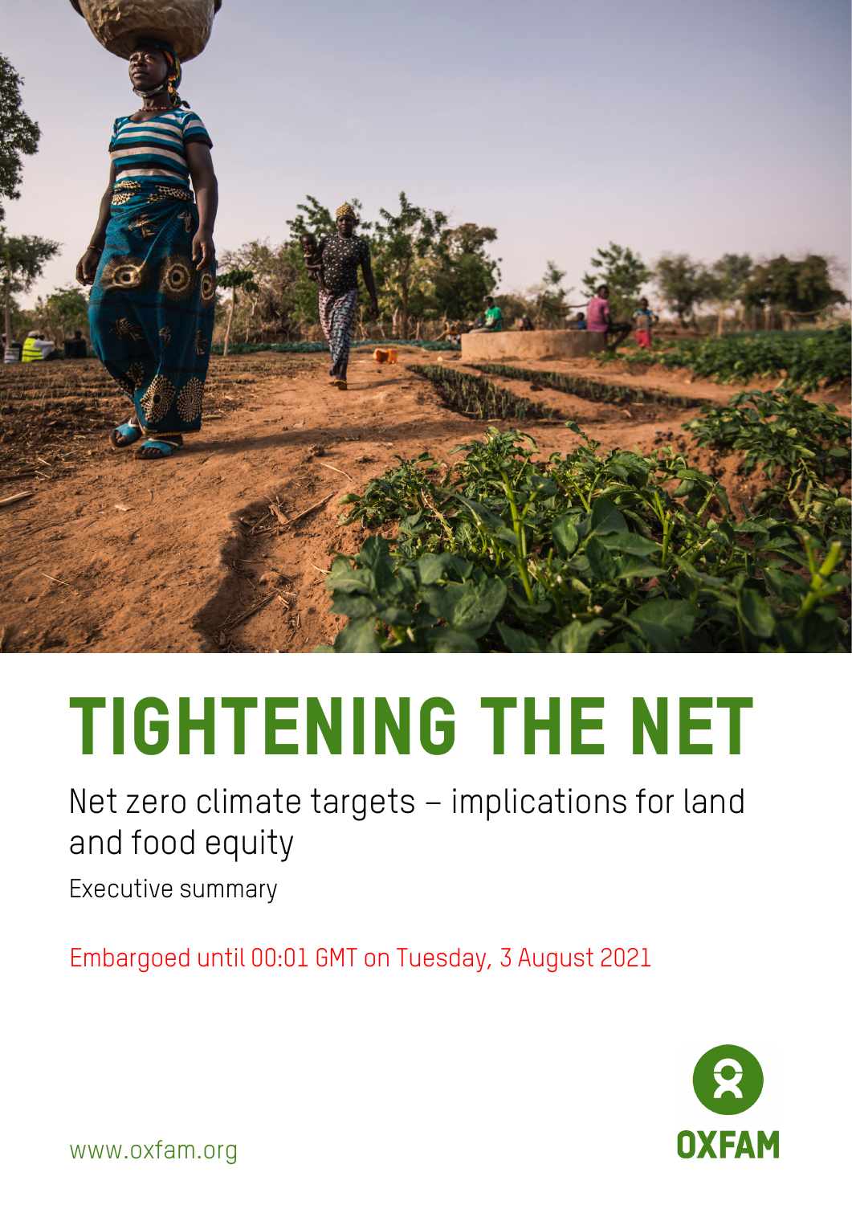# TIGHTENING THE NET

Net zero climate targets – implications for land and food equity

Executive summary

Embargoed until 00:01 GMT on Tuesday, 3 August 2021

www.oxfam.org

OXFAM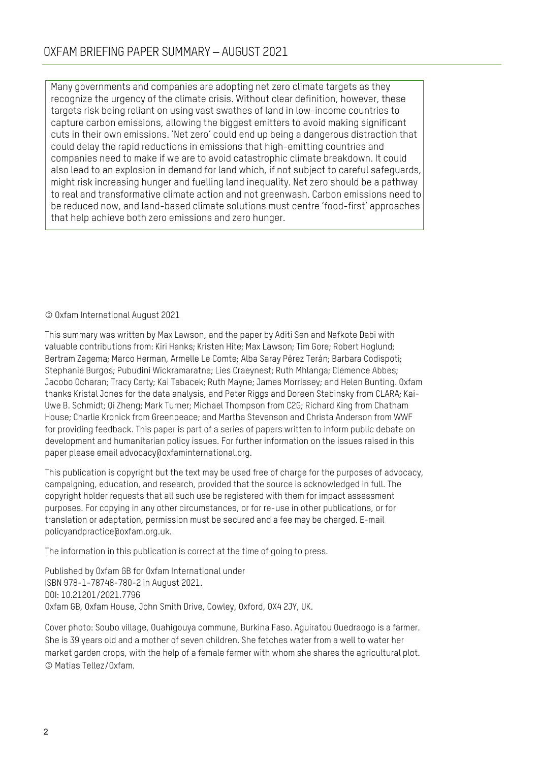# OXFAM BRIEFING PAPER SUMMARY – AUGUST 2021

Many governments and companies are adopting net zero climate targets as they recognize the urgency of the climate crisis. Without clear definition, however, these targets risk being reliant on using vast swathes of land in low-income countries to capture carbon emissions, allowing the biggest emitters to avoid making significant cuts in their own emissions. 'Net zero' could end up being a dangerous distraction that could delay the rapid reductions in emissions that high-emitting countries and companies need to make if we are to avoid catastrophic climate breakdown. It could also lead to an explosion in demand for land which, if not subject to careful safeguards, might risk increasing hunger and fuelling land inequality. Net zero should be a pathway to real and transformative climate action and not greenwash. Carbon emissions need to be reduced now, and land-based climate solutions must centre 'food-first' approaches that help achieve both zero emissions and zero hunger.

© Oxfam International August 2021

This summary was written by Max Lawson, and the paper by Aditi Sen and Nafkote Dabi with valuable contributions from: Kiri Hanks; Kristen Hite; Max Lawson; Tim Gore; Robert Hoglund; Bertram Zagema; Marco Herman, Armelle Le Comte; Alba Saray Pérez Terán; Barbara Codispoti; Stephanie Burgos; Pubudini Wickramaratne; Lies Craeynest; Ruth Mhlanga; Clemence Abbes; Jacobo Ocharan; Tracy Carty; Kai Tabacek; Ruth Mayne; James Morrissey; and Helen Bunting. Oxfam thanks Kristal Jones for the data analysis, and Peter Riggs and Doreen Stabinsky from CLARA; Kai-Uwe B. Schmidt; Qi Zheng; Mark Turner; Michael Thompson from C2G; Richard King from Chatham House; Charlie Kronick from Greenpeace; and Martha Stevenson and Christa Anderson from WWF for providing feedback. This paper is part of a series of papers written to inform public debate on development and humanitarian policy issues. For further information on the issues raised in this paper please email advocacy@oxfaminternational.org.

This publication is copyright but the text may be used free of charge for the purposes of advocacy, campaigning, education, and research, provided that the source is acknowledged in full. The copyright holder requests that all such use be registered with them for impact assessment purposes. For copying in any other circumstances, or for re-use in other publications, or for translation or adaptation, permission must be secured and a fee may be charged. E-mail policyandpractice@oxfam.org.uk.

The information in this publication is correct at the time of going to press.

Published by Oxfam GB for Oxfam International under
ISBN 978-1-78748-780-2 in August 2021.
DOI: 10.21201/2021.7796
Oxfam GB, Oxfam House, John Smith Drive, Cowley, Oxford, OX4 2JY, UK.

Cover photo: Soubo village, Ouahigouya commune, Burkina Faso. Aguiratou Ouedraogo is a farmer. She is 39 years old and a mother of seven children. She fetches water from a well to water her market garden crops, with the help of a female farmer with whom she shares the agricultural plot. © Matias Tellez/Oxfam.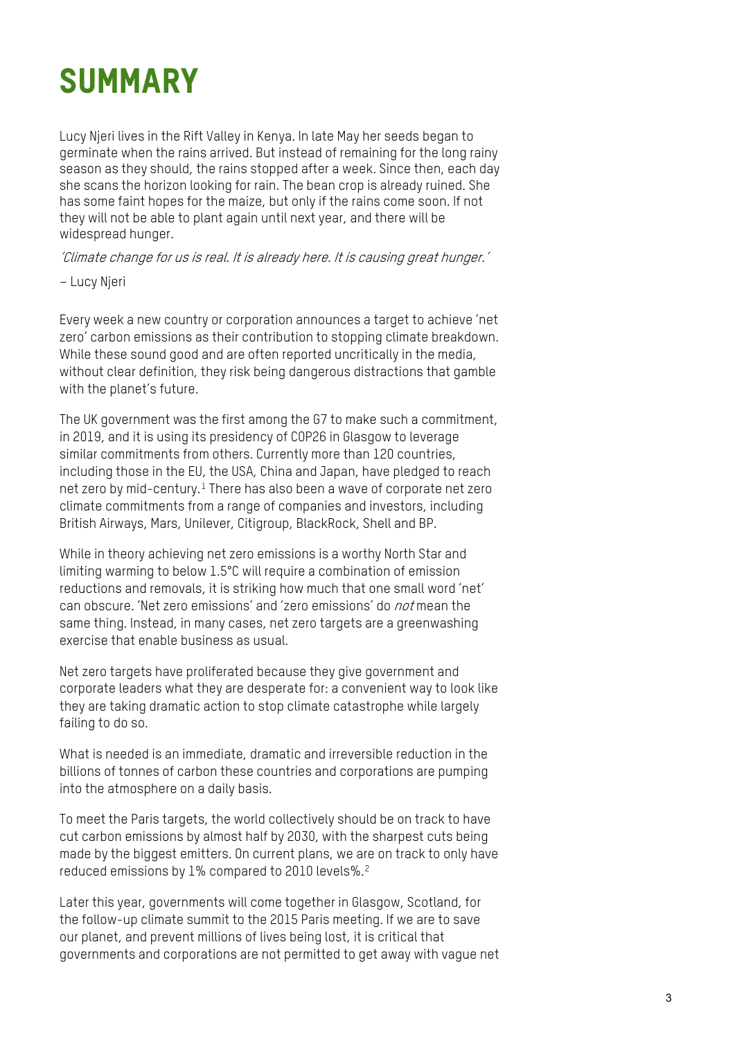# SUMMARY

Lucy Njeri lives in the Rift Valley in Kenya. In late May her seeds began to germinate when the rains arrived. But instead of remaining for the long rainy season as they should, the rains stopped after a week. Since then, each day she scans the horizon looking for rain. The bean crop is already ruined. She has some faint hopes for the maize, but only if the rains come soon. If not they will not be able to plant again until next year, and there will be widespread hunger.

*'Climate change for us is real. It is already here. It is causing great hunger.'*

– Lucy Njeri

Every week a new country or corporation announces a target to achieve 'net zero' carbon emissions as their contribution to stopping climate breakdown. While these sound good and are often reported uncritically in the media, without clear definition, they risk being dangerous distractions that gamble with the planet's future.

The UK government was the first among the G7 to make such a commitment, in 2019, and it is using its presidency of COP26 in Glasgow to leverage similar commitments from others. Currently more than 120 countries, including those in the EU, the USA, China and Japan, have pledged to reach net zero by mid-century.[1] There has also been a wave of corporate net zero climate commitments from a range of companies and investors, including British Airways, Mars, Unilever, Citigroup, BlackRock, Shell and BP.

While in theory achieving net zero emissions is a worthy North Star and limiting warming to below 1.5°C will require a combination of emission reductions and removals, it is striking how much that one small word 'net' can obscure. 'Net zero emissions' and 'zero emissions' do *not* mean the same thing. Instead, in many cases, net zero targets are a greenwashing exercise that enable business as usual.

Net zero targets have proliferated because they give government and corporate leaders what they are desperate for: a convenient way to look like they are taking dramatic action to stop climate catastrophe while largely failing to do so.

What is needed is an immediate, dramatic and irreversible reduction in the billions of tonnes of carbon these countries and corporations are pumping into the atmosphere on a daily basis.

To meet the Paris targets, the world collectively should be on track to have cut carbon emissions by almost half by 2030, with the sharpest cuts being made by the biggest emitters. On current plans, we are on track to only have reduced emissions by 1% compared to 2010 levels%.[2]

Later this year, governments will come together in Glasgow, Scotland, for the follow-up climate summit to the 2015 Paris meeting. If we are to save our planet, and prevent millions of lives being lost, it is critical that governments and corporations are not permitted to get away with vague net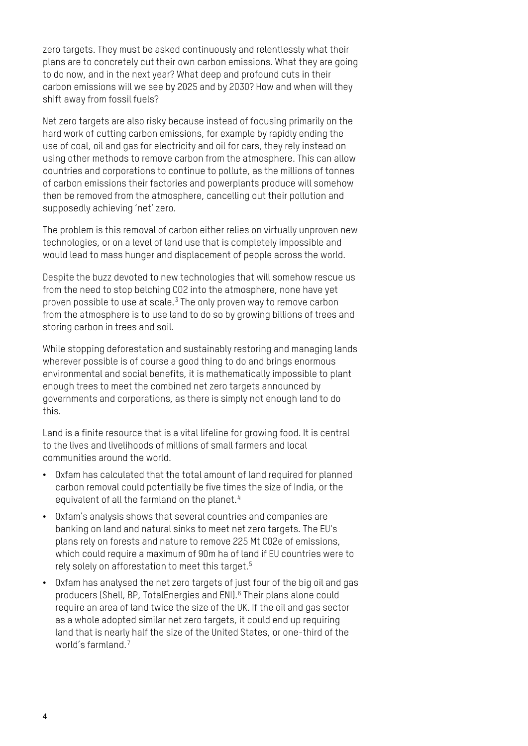zero targets. They must be asked continuously and relentlessly what their plans are to concretely cut their own carbon emissions. What they are going to do now, and in the next year? What deep and profound cuts in their carbon emissions will we see by 2025 and by 2030? How and when will they shift away from fossil fuels?

Net zero targets are also risky because instead of focusing primarily on the hard work of cutting carbon emissions, for example by rapidly ending the use of coal, oil and gas for electricity and oil for cars, they rely instead on using other methods to remove carbon from the atmosphere. This can allow countries and corporations to continue to pollute, as the millions of tonnes of carbon emissions their factories and powerplants produce will somehow then be removed from the atmosphere, cancelling out their pollution and supposedly achieving 'net' zero.

The problem is this removal of carbon either relies on virtually unproven new technologies, or on a level of land use that is completely impossible and would lead to mass hunger and displacement of people across the world.

Despite the buzz devoted to new technologies that will somehow rescue us from the need to stop belching $CO_2$ into the atmosphere, none have yet proven possible to use at scale.[3] The only proven way to remove carbon from the atmosphere is to use land to do so by growing billions of trees and storing carbon in trees and soil.

While stopping deforestation and sustainably restoring and managing lands wherever possible is of course a good thing to do and brings enormous environmental and social benefits, it is mathematically impossible to plant enough trees to meet the combined net zero targets announced by governments and corporations, as there is simply not enough land to do this.

Land is a finite resource that is a vital lifeline for growing food. It is central to the lives and livelihoods of millions of small farmers and local communities around the world.

- Oxfam has calculated that the total amount of land required for planned carbon removal could potentially be five times the size of India, or the equivalent of all the farmland on the planet.[4]
- Oxfam's analysis shows that several countries and companies are banking on land and natural sinks to meet net zero targets. The EU's plans rely on forests and nature to remove 225 Mt $CO_2e$ of emissions, which could require a maximum of 90m ha of land if EU countries were to rely solely on afforestation to meet this target.[5]
- Oxfam has analysed the net zero targets of just four of the big oil and gas producers (Shell, BP, TotalEnergies and ENI).[6] Their plans alone could require an area of land twice the size of the UK. If the oil and gas sector as a whole adopted similar net zero targets, it could end up requiring land that is nearly half the size of the United States, or one-third of the world's farmland.[7]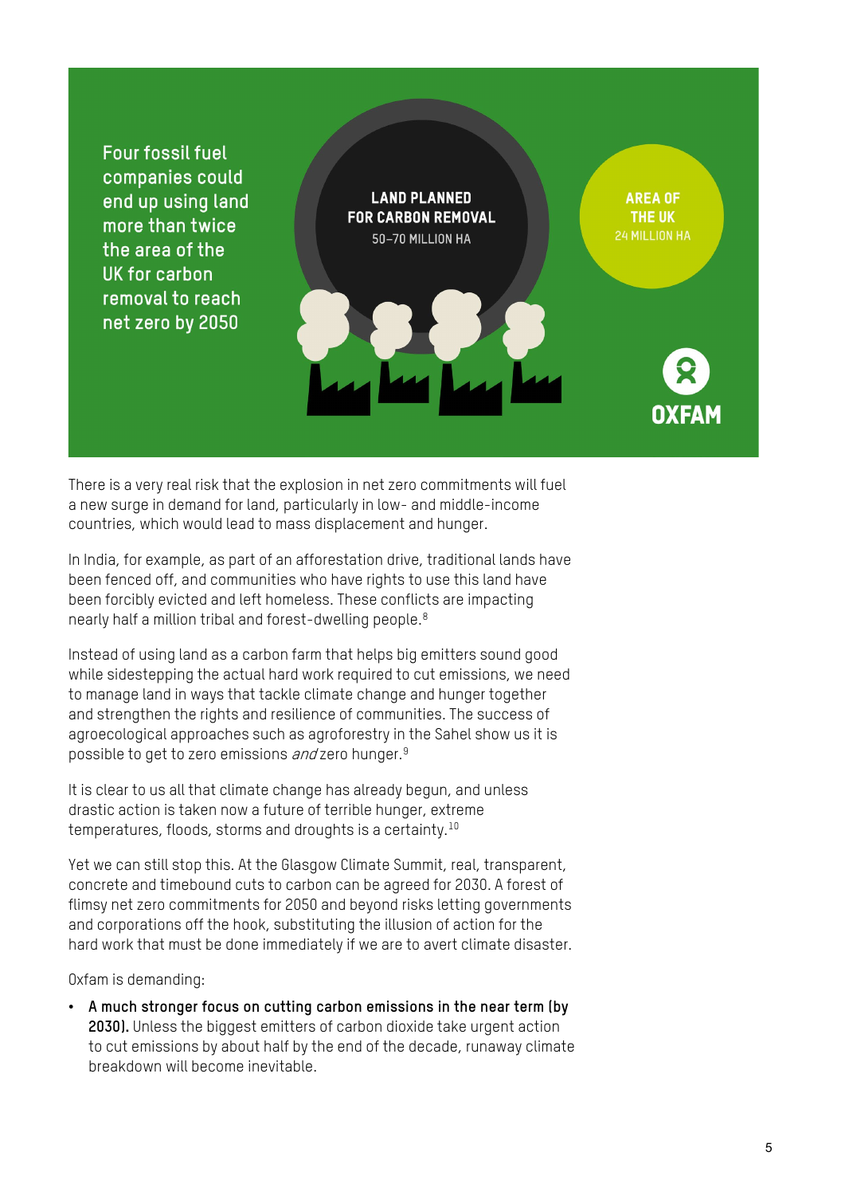Four fossil fuel companies could end up using land more than twice the area of the UK for carbon removal to reach net zero by 2050

LAND PLANNED FOR CARBON REMOVAL
50–70 MILLION HA

AREA OF THE UK
24 MILLION HA

OXFAM

There is a very real risk that the explosion in net zero commitments will fuel a new surge in demand for land, particularly in low- and middle-income countries, which would lead to mass displacement and hunger.

In India, for example, as part of an afforestation drive, traditional lands have been fenced off, and communities who have rights to use this land have been forcibly evicted and left homeless. These conflicts are impacting nearly half a million tribal and forest-dwelling people.[8]

Instead of using land as a carbon farm that helps big emitters sound good while sidestepping the actual hard work required to cut emissions, we need to manage land in ways that tackle climate change and hunger together and strengthen the rights and resilience of communities. The success of agroecological approaches such as agroforestry in the Sahel show us it is possible to get to zero emissions *and* zero hunger.[9]

It is clear to us all that climate change has already begun, and unless drastic action is taken now a future of terrible hunger, extreme temperatures, floods, storms and droughts is a certainty.[10]

Yet we can still stop this. At the Glasgow Climate Summit, real, transparent, concrete and timebound cuts to carbon can be agreed for 2030. A forest of flimsy net zero commitments for 2050 and beyond risks letting governments and corporations off the hook, substituting the illusion of action for the hard work that must be done immediately if we are to avert climate disaster.

Oxfam is demanding:

- **A much stronger focus on cutting carbon emissions in the near term (by 2030).** Unless the biggest emitters of carbon dioxide take urgent action to cut emissions by about half by the end of the decade, runaway climate breakdown will become inevitable.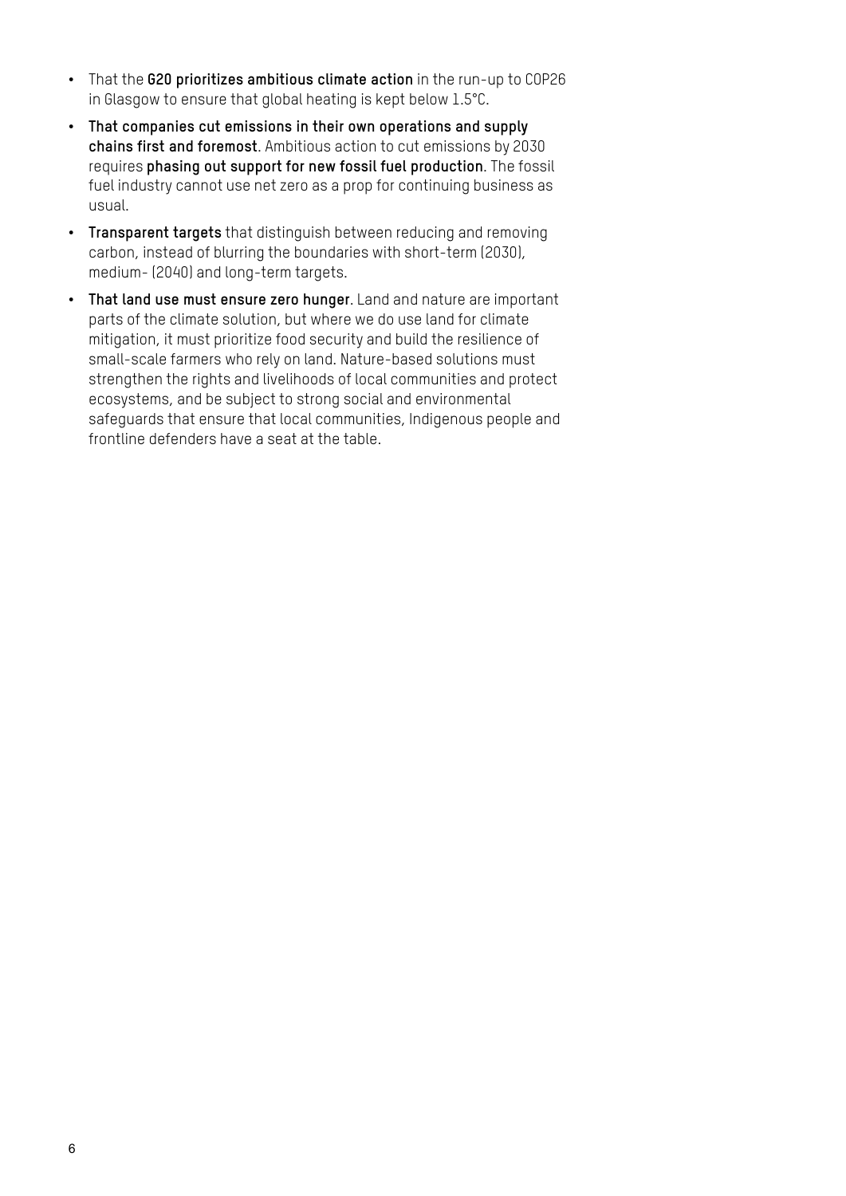- That the **G20 prioritizes ambitious climate action** in the run-up to COP26 in Glasgow to ensure that global heating is kept below 1.5°C.
- **That companies cut emissions in their own operations and supply chains first and foremost**. Ambitious action to cut emissions by 2030 requires **phasing out support for new fossil fuel production**. The fossil fuel industry cannot use net zero as a prop for continuing business as usual.
- **Transparent targets** that distinguish between reducing and removing carbon, instead of blurring the boundaries with short-term (2030), medium- (2040) and long-term targets.
- **That land use must ensure zero hunger**. Land and nature are important parts of the climate solution, but where we do use land for climate mitigation, it must prioritize food security and build the resilience of small-scale farmers who rely on land. Nature-based solutions must strengthen the rights and livelihoods of local communities and protect ecosystems, and be subject to strong social and environmental safeguards that ensure that local communities, Indigenous people and frontline defenders have a seat at the table.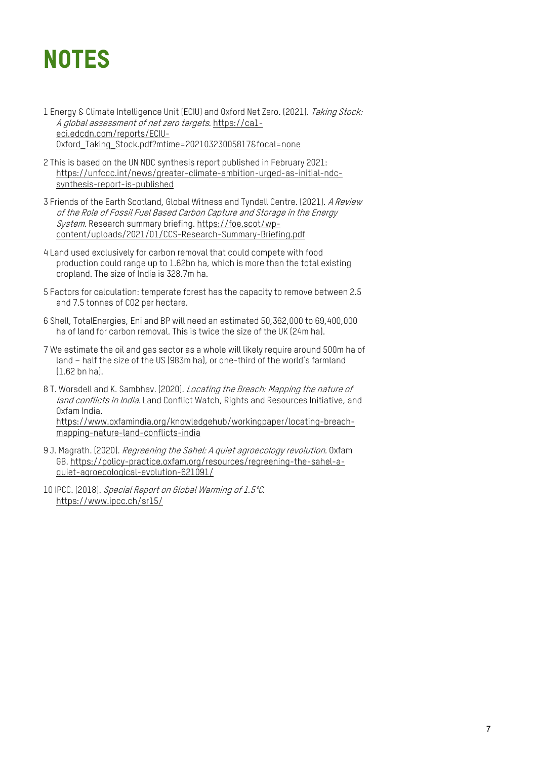# NOTES

1 Energy & Climate Intelligence Unit (ECIU) and Oxford Net Zero. (2021). *Taking Stock: A global assessment of net zero targets*. https://ca1-eci.edcdn.com/reports/ECIU-Oxford_Taking_Stock.pdf?mtime=20210323005817&focal=none

2 This is based on the UN NDC synthesis report published in February 2021: https://unfccc.int/news/greater-climate-ambition-urged-as-initial-ndc-synthesis-report-is-published

3 Friends of the Earth Scotland, Global Witness and Tyndall Centre. (2021). *A Review of the Role of Fossil Fuel Based Carbon Capture and Storage in the Energy System*. Research summary briefing. https://foe.scot/wp-content/uploads/2021/01/CCS-Research-Summary-Briefing.pdf

4 Land used exclusively for carbon removal that could compete with food production could range up to 1.62bn ha, which is more than the total existing cropland. The size of India is 328.7m ha.

5 Factors for calculation: temperate forest has the capacity to remove between 2.5 and 7.5 tonnes of $CO_2$ per hectare.

6 Shell, TotalEnergies, Eni and BP will need an estimated 50,362,000 to 69,400,000 ha of land for carbon removal. This is twice the size of the UK (24m ha).

7 We estimate the oil and gas sector as a whole will likely require around 500m ha of land – half the size of the US (983m ha), or one-third of the world's farmland (1.62 bn ha).

8 T. Worsdell and K. Sambhav. (2020). *Locating the Breach: Mapping the nature of land conflicts in India*. Land Conflict Watch, Rights and Resources Initiative, and Oxfam India. https://www.oxfamindia.org/knowledgehub/workingpaper/locating-breach-mapping-nature-land-conflicts-india

9 J. Magrath. (2020). *Regreening the Sahel: A quiet agroecology revolution*. Oxfam GB. https://policy-practice.oxfam.org/resources/regreening-the-sahel-a-quiet-agroecological-evolution-621091/

10 IPCC. (2018). *Special Report on Global Warming of 1.5°C*. https://www.ipcc.ch/sr15/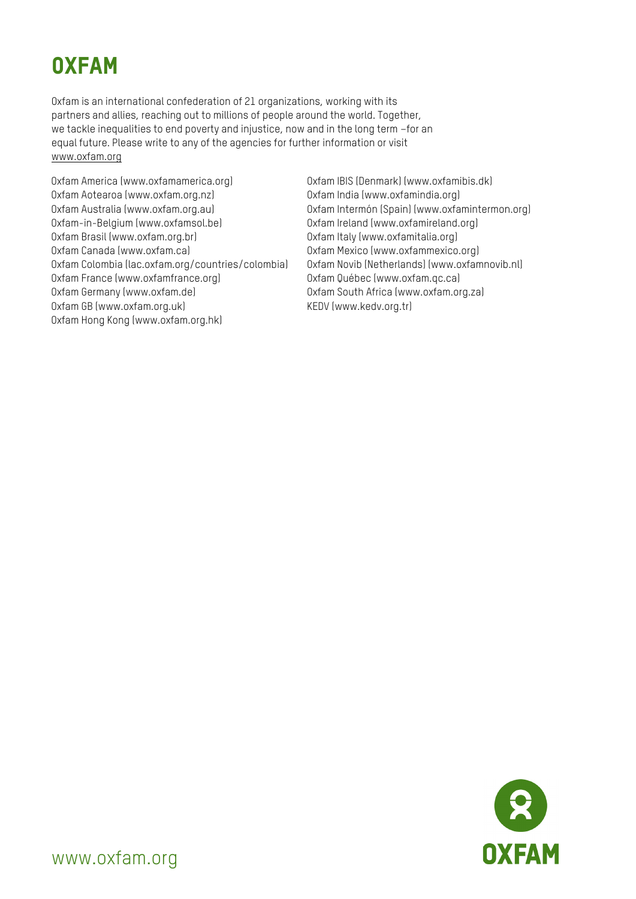# OXFAM

Oxfam is an international confederation of 21 organizations, working with its partners and allies, reaching out to millions of people around the world. Together, we tackle inequalities to end poverty and injustice, now and in the long term –for an equal future. Please write to any of the agencies for further information or visit www.oxfam.org

Oxfam America (www.oxfamamerica.org)
Oxfam Aotearoa (www.oxfam.org.nz)
Oxfam Australia (www.oxfam.org.au)
Oxfam-in-Belgium (www.oxfamsol.be)
Oxfam Brasil (www.oxfam.org.br)
Oxfam Canada (www.oxfam.ca)
Oxfam Colombia (lac.oxfam.org/countries/colombia)
Oxfam France (www.oxfamfrance.org)
Oxfam Germany (www.oxfam.de)
Oxfam GB (www.oxfam.org.uk)
Oxfam Hong Kong (www.oxfam.org.hk)
Oxfam IBIS (Denmark) (www.oxfamibis.dk)
Oxfam India (www.oxfamindia.org)
Oxfam Intermón (Spain) (www.oxfamintermon.org)
Oxfam Ireland (www.oxfamireland.org)
Oxfam Italy (www.oxfamitalia.org)
Oxfam Mexico (www.oxfammexico.org)
Oxfam Novib (Netherlands) (www.oxfamnovib.nl)
Oxfam Québec (www.oxfam.qc.ca)
Oxfam South Africa (www.oxfam.org.za)
KEDV (www.kedv.org.tr)

www.oxfam.org

OXFAM